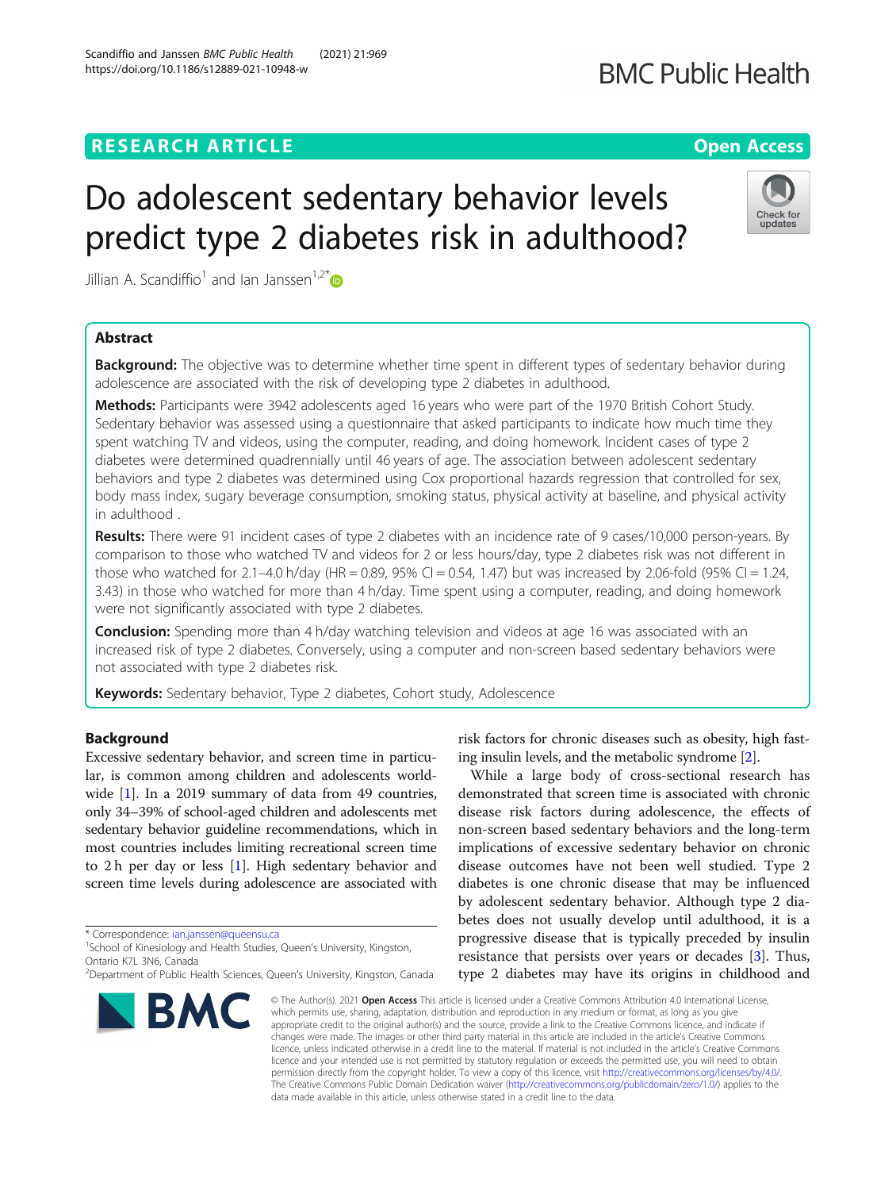RESEARCH ARTICLE

Open Access

# Do adolescent sedentary behavior levels predict type 2 diabetes risk in adulthood?

Jillian A. Scandiffio[1] and Ian Janssen[1,2*]

## Abstract

**Background:** The objective was to determine whether time spent in different types of sedentary behavior during adolescence are associated with the risk of developing type 2 diabetes in adulthood.

**Methods:** Participants were 3942 adolescents aged 16 years who were part of the 1970 British Cohort Study. Sedentary behavior was assessed using a questionnaire that asked participants to indicate how much time they spent watching TV and videos, using the computer, reading, and doing homework. Incident cases of type 2 diabetes were determined quadrennially until 46 years of age. The association between adolescent sedentary behaviors and type 2 diabetes was determined using Cox proportional hazards regression that controlled for sex, body mass index, sugary beverage consumption, smoking status, physical activity at baseline, and physical activity in adulthood .

**Results:** There were 91 incident cases of type 2 diabetes with an incidence rate of 9 cases/10,000 person-years. By comparison to those who watched TV and videos for 2 or less hours/day, type 2 diabetes risk was not different in those who watched for 2.1–4.0 h/day (HR = 0.89, 95% CI = 0.54, 1.47) but was increased by 2.06-fold (95% CI = 1.24, 3.43) in those who watched for more than 4 h/day. Time spent using a computer, reading, and doing homework were not significantly associated with type 2 diabetes.

**Conclusion:** Spending more than 4 h/day watching television and videos at age 16 was associated with an increased risk of type 2 diabetes. Conversely, using a computer and non-screen based sedentary behaviors were not associated with type 2 diabetes risk.

**Keywords:** Sedentary behavior, Type 2 diabetes, Cohort study, Adolescence

## Background

Excessive sedentary behavior, and screen time in particular, is common among children and adolescents worldwide [1]. In a 2019 summary of data from 49 countries, only 34–39% of school-aged children and adolescents met sedentary behavior guideline recommendations, which in most countries includes limiting recreational screen time to 2 h per day or less [1]. High sedentary behavior and screen time levels during adolescence are associated with risk factors for chronic diseases such as obesity, high fasting insulin levels, and the metabolic syndrome [2].

While a large body of cross-sectional research has demonstrated that screen time is associated with chronic disease risk factors during adolescence, the effects of non-screen based sedentary behaviors and the long-term implications of excessive sedentary behavior on chronic disease outcomes have not been well studied. Type 2 diabetes is one chronic disease that may be influenced by adolescent sedentary behavior. Although type 2 diabetes does not usually develop until adulthood, it is a progressive disease that is typically preceded by insulin resistance that persists over years or decades [3]. Thus, type 2 diabetes may have its origins in childhood and

\* Correspondence: ian.janssen@queensu.ca
[1]School of Kinesiology and Health Studies, Queen's University, Kingston, Ontario K7L 3N6, Canada
[2]Department of Public Health Sciences, Queen's University, Kingston, Canada

© The Author(s). 2021 **Open Access** This article is licensed under a Creative Commons Attribution 4.0 International License, which permits use, sharing, adaptation, distribution and reproduction in any medium or format, as long as you give appropriate credit to the original author(s) and the source, provide a link to the Creative Commons licence, and indicate if changes were made. The images or other third party material in this article are included in the article's Creative Commons licence, unless indicated otherwise in a credit line to the material. If material is not included in the article's Creative Commons licence and your intended use is not permitted by statutory regulation or exceeds the permitted use, you will need to obtain permission directly from the copyright holder. To view a copy of this licence, visit http://creativecommons.org/licenses/by/4.0/. The Creative Commons Public Domain Dedication waiver (http://creativecommons.org/publicdomain/zero/1.0/) applies to the data made available in this article, unless otherwise stated in a credit line to the data.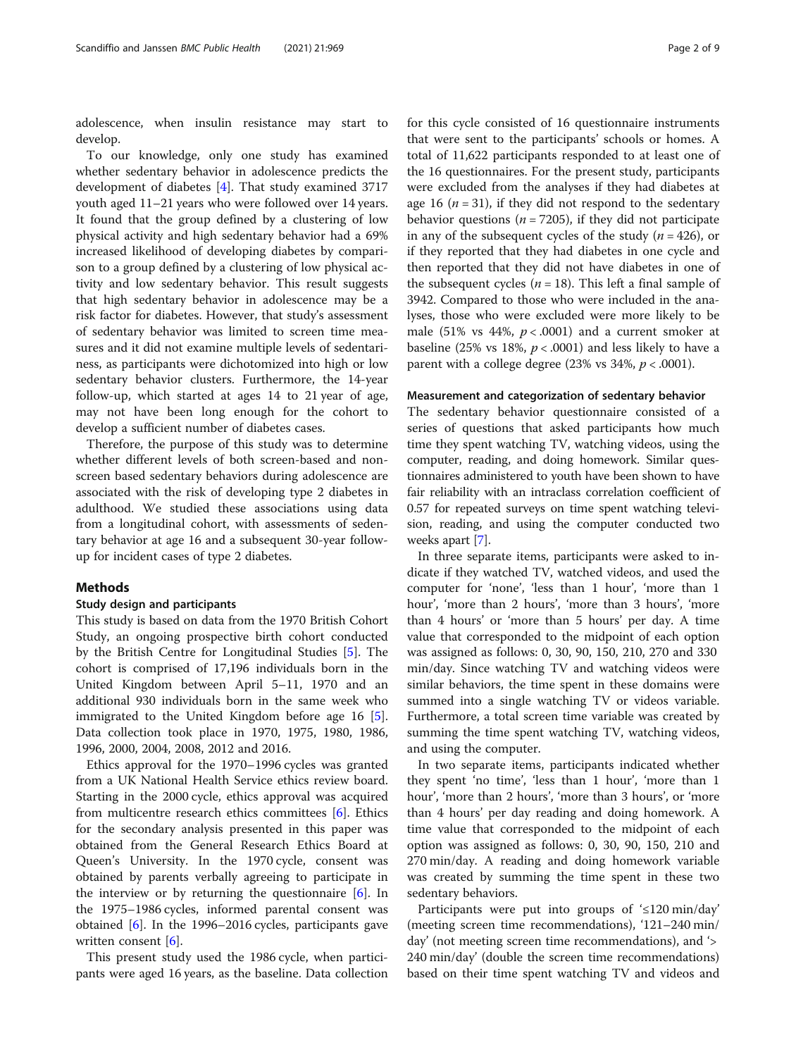adolescence, when insulin resistance may start to develop.

To our knowledge, only one study has examined whether sedentary behavior in adolescence predicts the development of diabetes [4]. That study examined 3717 youth aged 11–21 years who were followed over 14 years. It found that the group defined by a clustering of low physical activity and high sedentary behavior had a 69% increased likelihood of developing diabetes by comparison to a group defined by a clustering of low physical activity and low sedentary behavior. This result suggests that high sedentary behavior in adolescence may be a risk factor for diabetes. However, that study's assessment of sedentary behavior was limited to screen time measures and it did not examine multiple levels of sedentariness, as participants were dichotomized into high or low sedentary behavior clusters. Furthermore, the 14-year follow-up, which started at ages 14 to 21 year of age, may not have been long enough for the cohort to develop a sufficient number of diabetes cases.

Therefore, the purpose of this study was to determine whether different levels of both screen-based and non-screen based sedentary behaviors during adolescence are associated with the risk of developing type 2 diabetes in adulthood. We studied these associations using data from a longitudinal cohort, with assessments of sedentary behavior at age 16 and a subsequent 30-year follow-up for incident cases of type 2 diabetes.

## Methods

### Study design and participants

This study is based on data from the 1970 British Cohort Study, an ongoing prospective birth cohort conducted by the British Centre for Longitudinal Studies [5]. The cohort is comprised of 17,196 individuals born in the United Kingdom between April 5–11, 1970 and an additional 930 individuals born in the same week who immigrated to the United Kingdom before age 16 [5]. Data collection took place in 1970, 1975, 1980, 1986, 1996, 2000, 2004, 2008, 2012 and 2016.

Ethics approval for the 1970–1996 cycles was granted from a UK National Health Service ethics review board. Starting in the 2000 cycle, ethics approval was acquired from multicentre research ethics committees [6]. Ethics for the secondary analysis presented in this paper was obtained from the General Research Ethics Board at Queen's University. In the 1970 cycle, consent was obtained by parents verbally agreeing to participate in the interview or by returning the questionnaire [6]. In the 1975–1986 cycles, informed parental consent was obtained [6]. In the 1996–2016 cycles, participants gave written consent [6].

This present study used the 1986 cycle, when participants were aged 16 years, as the baseline. Data collection for this cycle consisted of 16 questionnaire instruments that were sent to the participants' schools or homes. A total of 11,622 participants responded to at least one of the 16 questionnaires. For the present study, participants were excluded from the analyses if they had diabetes at age 16 ($n = 31$), if they did not respond to the sedentary behavior questions ($n = 7205$), if they did not participate in any of the subsequent cycles of the study ($n = 426$), or if they reported that they had diabetes in one cycle and then reported that they did not have diabetes in one of the subsequent cycles ($n = 18$). This left a final sample of 3942. Compared to those who were included in the analyses, those who were excluded were more likely to be male (51% vs 44%, $p < .0001$) and a current smoker at baseline (25% vs 18%, $p < .0001$) and less likely to have a parent with a college degree (23% vs 34%, $p < .0001$).

### Measurement and categorization of sedentary behavior

The sedentary behavior questionnaire consisted of a series of questions that asked participants how much time they spent watching TV, watching videos, using the computer, reading, and doing homework. Similar questionnaires administered to youth have been shown to have fair reliability with an intraclass correlation coefficient of 0.57 for repeated surveys on time spent watching television, reading, and using the computer conducted two weeks apart [7].

In three separate items, participants were asked to indicate if they watched TV, watched videos, and used the computer for 'none', 'less than 1 hour', 'more than 1 hour', 'more than 2 hours', 'more than 3 hours', 'more than 4 hours' or 'more than 5 hours' per day. A time value that corresponded to the midpoint of each option was assigned as follows: 0, 30, 90, 150, 210, 270 and 330 min/day. Since watching TV and watching videos were similar behaviors, the time spent in these domains were summed into a single watching TV or videos variable. Furthermore, a total screen time variable was created by summing the time spent watching TV, watching videos, and using the computer.

In two separate items, participants indicated whether they spent 'no time', 'less than 1 hour', 'more than 1 hour', 'more than 2 hours', 'more than 3 hours', or 'more than 4 hours' per day reading and doing homework. A time value that corresponded to the midpoint of each option was assigned as follows: 0, 30, 90, 150, 210 and 270 min/day. A reading and doing homework variable was created by summing the time spent in these two sedentary behaviors.

Participants were put into groups of '≤120 min/day' (meeting screen time recommendations), '121–240 min/day' (not meeting screen time recommendations), and '> 240 min/day' (double the screen time recommendations) based on their time spent watching TV and videos and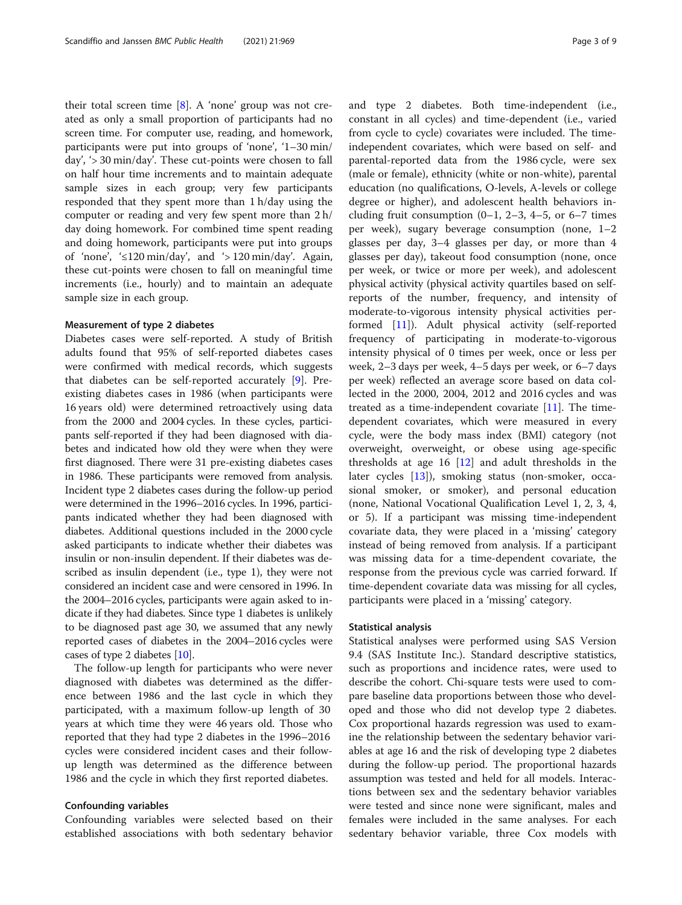their total screen time [8]. A 'none' group was not created as only a small proportion of participants had no screen time. For computer use, reading, and homework, participants were put into groups of 'none', '1–30 min/day', '> 30 min/day'. These cut-points were chosen to fall on half hour time increments and to maintain adequate sample sizes in each group; very few participants responded that they spent more than 1 h/day using the computer or reading and very few spent more than 2 h/day doing homework. For combined time spent reading and doing homework, participants were put into groups of 'none', '≤120 min/day', and '> 120 min/day'. Again, these cut-points were chosen to fall on meaningful time increments (i.e., hourly) and to maintain an adequate sample size in each group.

#### Measurement of type 2 diabetes

Diabetes cases were self-reported. A study of British adults found that 95% of self-reported diabetes cases were confirmed with medical records, which suggests that diabetes can be self-reported accurately [9]. Pre-existing diabetes cases in 1986 (when participants were 16 years old) were determined retroactively using data from the 2000 and 2004 cycles. In these cycles, participants self-reported if they had been diagnosed with diabetes and indicated how old they were when they were first diagnosed. There were 31 pre-existing diabetes cases in 1986. These participants were removed from analysis. Incident type 2 diabetes cases during the follow-up period were determined in the 1996–2016 cycles. In 1996, participants indicated whether they had been diagnosed with diabetes. Additional questions included in the 2000 cycle asked participants to indicate whether their diabetes was insulin or non-insulin dependent. If their diabetes was described as insulin dependent (i.e., type 1), they were not considered an incident case and were censored in 1996. In the 2004–2016 cycles, participants were again asked to indicate if they had diabetes. Since type 1 diabetes is unlikely to be diagnosed past age 30, we assumed that any newly reported cases of diabetes in the 2004–2016 cycles were cases of type 2 diabetes [10].

The follow-up length for participants who were never diagnosed with diabetes was determined as the difference between 1986 and the last cycle in which they participated, with a maximum follow-up length of 30 years at which time they were 46 years old. Those who reported that they had type 2 diabetes in the 1996–2016 cycles were considered incident cases and their follow-up length was determined as the difference between 1986 and the cycle in which they first reported diabetes.

#### Confounding variables

Confounding variables were selected based on their established associations with both sedentary behavior and type 2 diabetes. Both time-independent (i.e., constant in all cycles) and time-dependent (i.e., varied from cycle to cycle) covariates were included. The time-independent covariates, which were based on self- and parental-reported data from the 1986 cycle, were sex (male or female), ethnicity (white or non-white), parental education (no qualifications, O-levels, A-levels or college degree or higher), and adolescent health behaviors including fruit consumption (0–1, 2–3, 4–5, or 6–7 times per week), sugary beverage consumption (none, 1–2 glasses per day, 3–4 glasses per day, or more than 4 glasses per day), takeout food consumption (none, once per week, or twice or more per week), and adolescent physical activity (physical activity quartiles based on self-reports of the number, frequency, and intensity of moderate-to-vigorous intensity physical activities performed [11]). Adult physical activity (self-reported frequency of participating in moderate-to-vigorous intensity physical of 0 times per week, once or less per week, 2–3 days per week, 4–5 days per week, or 6–7 days per week) reflected an average score based on data collected in the 2000, 2004, 2012 and 2016 cycles and was treated as a time-independent covariate [11]. The time-dependent covariates, which were measured in every cycle, were the body mass index (BMI) category (not overweight, overweight, or obese using age-specific thresholds at age 16 [12] and adult thresholds in the later cycles [13]), smoking status (non-smoker, occasional smoker, or smoker), and personal education (none, National Vocational Qualification Level 1, 2, 3, 4, or 5). If a participant was missing time-independent covariate data, they were placed in a 'missing' category instead of being removed from analysis. If a participant was missing data for a time-dependent covariate, the response from the previous cycle was carried forward. If time-dependent covariate data was missing for all cycles, participants were placed in a 'missing' category.

#### Statistical analysis

Statistical analyses were performed using SAS Version 9.4 (SAS Institute Inc.). Standard descriptive statistics, such as proportions and incidence rates, were used to describe the cohort. Chi-square tests were used to compare baseline data proportions between those who developed and those who did not develop type 2 diabetes. Cox proportional hazards regression was used to examine the relationship between the sedentary behavior variables at age 16 and the risk of developing type 2 diabetes during the follow-up period. The proportional hazards assumption was tested and held for all models. Interactions between sex and the sedentary behavior variables were tested and since none were significant, males and females were included in the same analyses. For each sedentary behavior variable, three Cox models with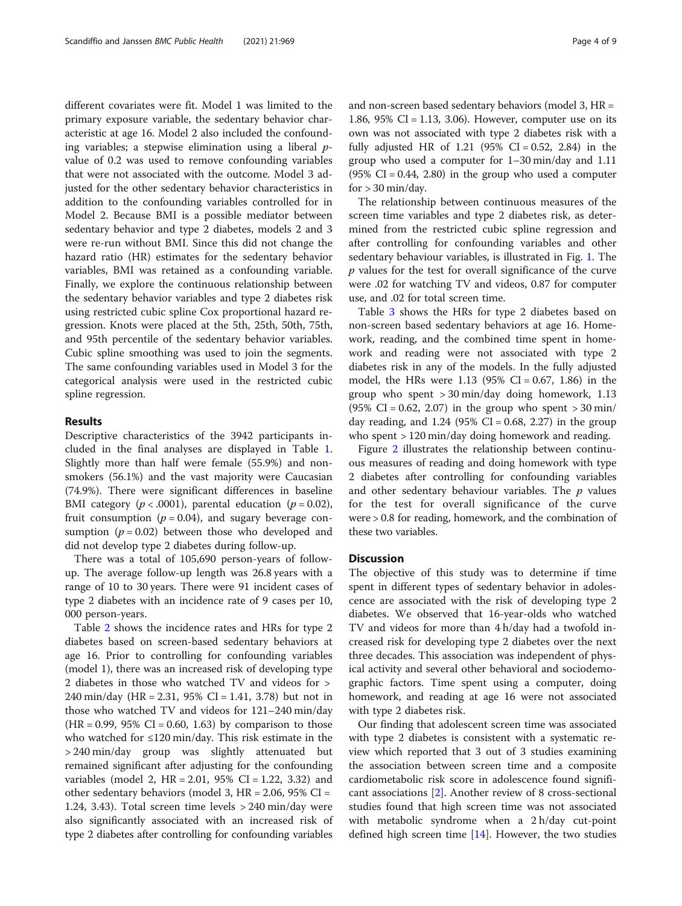different covariates were fit. Model 1 was limited to the primary exposure variable, the sedentary behavior characteristic at age 16. Model 2 also included the confounding variables; a stepwise elimination using a liberal $p$-value of 0.2 was used to remove confounding variables that were not associated with the outcome. Model 3 adjusted for the other sedentary behavior characteristics in addition to the confounding variables controlled for in Model 2. Because BMI is a possible mediator between sedentary behavior and type 2 diabetes, models 2 and 3 were re-run without BMI. Since this did not change the hazard ratio (HR) estimates for the sedentary behavior variables, BMI was retained as a confounding variable. Finally, we explore the continuous relationship between the sedentary behavior variables and type 2 diabetes risk using restricted cubic spline Cox proportional hazard regression. Knots were placed at the 5th, 25th, 50th, 75th, and 95th percentile of the sedentary behavior variables. Cubic spline smoothing was used to join the segments. The same confounding variables used in Model 3 for the categorical analysis were used in the restricted cubic spline regression.

## Results

Descriptive characteristics of the 3942 participants included in the final analyses are displayed in Table 1. Slightly more than half were female (55.9%) and non-smokers (56.1%) and the vast majority were Caucasian (74.9%). There were significant differences in baseline BMI category ($p < .0001$), parental education ($p = 0.02$), fruit consumption ($p = 0.04$), and sugary beverage consumption ($p = 0.02$) between those who developed and did not develop type 2 diabetes during follow-up.

There was a total of 105,690 person-years of follow-up. The average follow-up length was 26.8 years with a range of 10 to 30 years. There were 91 incident cases of type 2 diabetes with an incidence rate of 9 cases per 10, 000 person-years.

Table 2 shows the incidence rates and HRs for type 2 diabetes based on screen-based sedentary behaviors at age 16. Prior to controlling for confounding variables (model 1), there was an increased risk of developing type 2 diabetes in those who watched TV and videos for > 240 min/day (HR = 2.31, 95% CI = 1.41, 3.78) but not in those who watched TV and videos for 121–240 min/day (HR = 0.99, 95% CI = 0.60, 1.63) by comparison to those who watched for ≤120 min/day. This risk estimate in the > 240 min/day group was slightly attenuated but remained significant after adjusting for the confounding variables (model 2, HR = 2.01, 95% CI = 1.22, 3.32) and other sedentary behaviors (model 3, HR = 2.06, 95% CI = 1.24, 3.43). Total screen time levels > 240 min/day were also significantly associated with an increased risk of type 2 diabetes after controlling for confounding variables and non-screen based sedentary behaviors (model 3, HR = 1.86, 95% CI = 1.13, 3.06). However, computer use on its own was not associated with type 2 diabetes risk with a fully adjusted HR of 1.21 (95% CI = 0.52, 2.84) in the group who used a computer for 1–30 min/day and 1.11 (95% CI = 0.44, 2.80) in the group who used a computer for > 30 min/day.

The relationship between continuous measures of the screen time variables and type 2 diabetes risk, as determined from the restricted cubic spline regression and after controlling for confounding variables and other sedentary behaviour variables, is illustrated in Fig. 1. The $p$ values for the test for overall significance of the curve were .02 for watching TV and videos, 0.87 for computer use, and .02 for total screen time.

Table 3 shows the HRs for type 2 diabetes based on non-screen based sedentary behaviors at age 16. Homework, reading, and the combined time spent in homework and reading were not associated with type 2 diabetes risk in any of the models. In the fully adjusted model, the HRs were 1.13 (95% CI = 0.67, 1.86) in the group who spent > 30 min/day doing homework, 1.13 (95% CI = 0.62, 2.07) in the group who spent > 30 min/day reading, and 1.24 (95% CI = 0.68, 2.27) in the group who spent > 120 min/day doing homework and reading.

Figure 2 illustrates the relationship between continuous measures of reading and doing homework with type 2 diabetes after controlling for confounding variables and other sedentary behaviour variables. The $p$ values for the test for overall significance of the curve were > 0.8 for reading, homework, and the combination of these two variables.

## Discussion

The objective of this study was to determine if time spent in different types of sedentary behavior in adolescence are associated with the risk of developing type 2 diabetes. We observed that 16-year-olds who watched TV and videos for more than 4 h/day had a twofold increased risk for developing type 2 diabetes over the next three decades. This association was independent of physical activity and several other behavioral and sociodemographic factors. Time spent using a computer, doing homework, and reading at age 16 were not associated with type 2 diabetes risk.

Our finding that adolescent screen time was associated with type 2 diabetes is consistent with a systematic review which reported that 3 out of 3 studies examining the association between screen time and a composite cardiometabolic risk score in adolescence found significant associations [2]. Another review of 8 cross-sectional studies found that high screen time was not associated with metabolic syndrome when a 2 h/day cut-point defined high screen time [14]. However, the two studies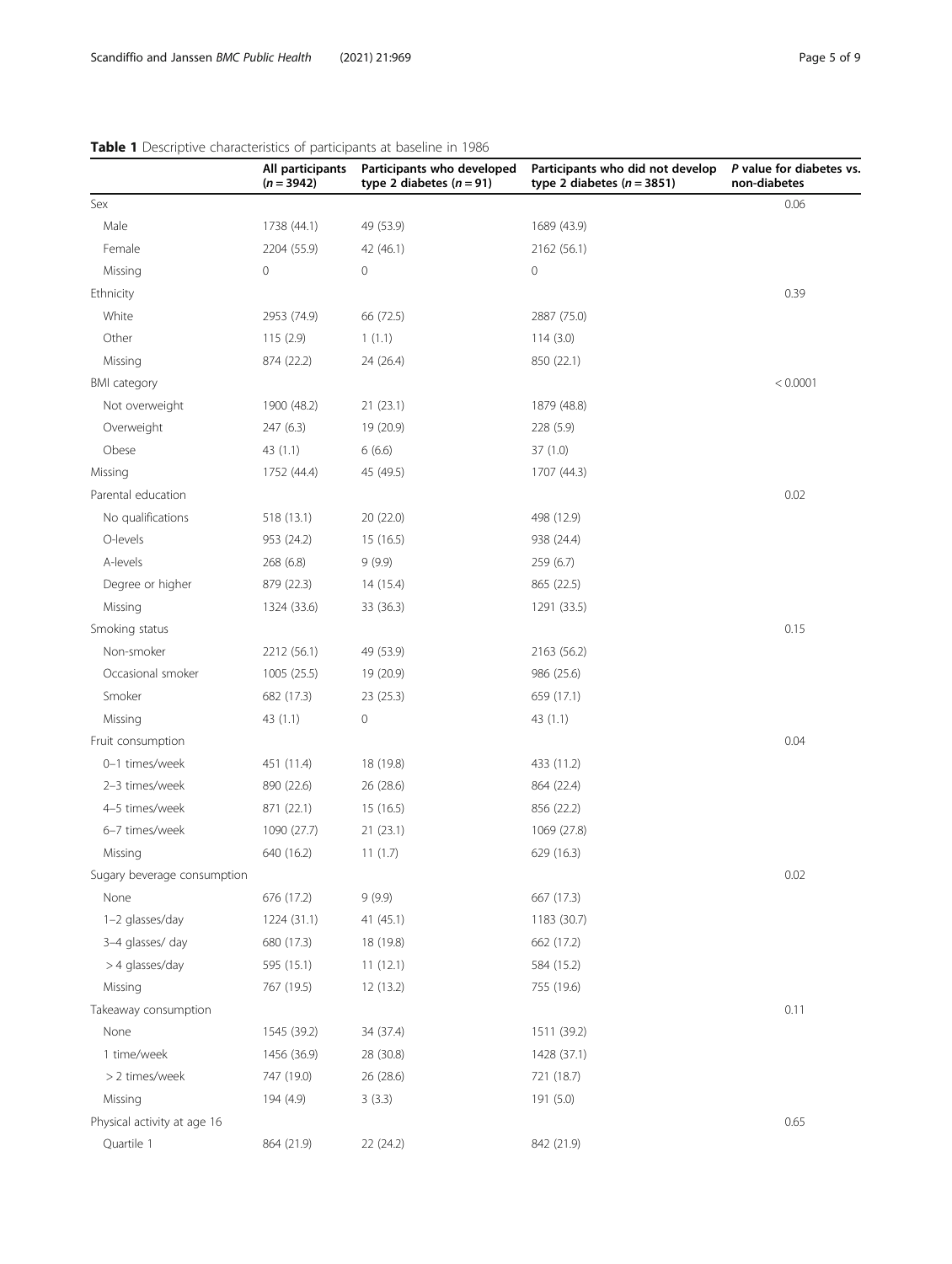**Table 1** Descriptive characteristics of participants at baseline in 1986

| | All participants ($n = 3942$) | Participants who developed type 2 diabetes ($n = 91$) | Participants who did not develop type 2 diabetes ($n = 3851$) | *P* value for diabetes vs. non-diabetes |
|---|---|---|---|---|
| Sex | | | | 0.06 |
| Male | 1738 (44.1) | 49 (53.9) | 1689 (43.9) | |
| Female | 2204 (55.9) | 42 (46.1) | 2162 (56.1) | |
| Missing | 0 | 0 | 0 | |
| Ethnicity | | | | 0.39 |
| White | 2953 (74.9) | 66 (72.5) | 2887 (75.0) | |
| Other | 115 (2.9) | 1 (1.1) | 114 (3.0) | |
| Missing | 874 (22.2) | 24 (26.4) | 850 (22.1) | |
| BMI category | | | | < 0.0001 |
| Not overweight | 1900 (48.2) | 21 (23.1) | 1879 (48.8) | |
| Overweight | 247 (6.3) | 19 (20.9) | 228 (5.9) | |
| Obese | 43 (1.1) | 6 (6.6) | 37 (1.0) | |
| Missing | 1752 (44.4) | 45 (49.5) | 1707 (44.3) | |
| Parental education | | | | 0.02 |
| No qualifications | 518 (13.1) | 20 (22.0) | 498 (12.9) | |
| O-levels | 953 (24.2) | 15 (16.5) | 938 (24.4) | |
| A-levels | 268 (6.8) | 9 (9.9) | 259 (6.7) | |
| Degree or higher | 879 (22.3) | 14 (15.4) | 865 (22.5) | |
| Missing | 1324 (33.6) | 33 (36.3) | 1291 (33.5) | |
| Smoking status | | | | 0.15 |
| Non-smoker | 2212 (56.1) | 49 (53.9) | 2163 (56.2) | |
| Occasional smoker | 1005 (25.5) | 19 (20.9) | 986 (25.6) | |
| Smoker | 682 (17.3) | 23 (25.3) | 659 (17.1) | |
| Missing | 43 (1.1) | 0 | 43 (1.1) | |
| Fruit consumption | | | | 0.04 |
| 0–1 times/week | 451 (11.4) | 18 (19.8) | 433 (11.2) | |
| 2–3 times/week | 890 (22.6) | 26 (28.6) | 864 (22.4) | |
| 4–5 times/week | 871 (22.1) | 15 (16.5) | 856 (22.2) | |
| 6–7 times/week | 1090 (27.7) | 21 (23.1) | 1069 (27.8) | |
| Missing | 640 (16.2) | 11 (1.7) | 629 (16.3) | |
| Sugary beverage consumption | | | | 0.02 |
| None | 676 (17.2) | 9 (9.9) | 667 (17.3) | |
| 1–2 glasses/day | 1224 (31.1) | 41 (45.1) | 1183 (30.7) | |
| 3–4 glasses/ day | 680 (17.3) | 18 (19.8) | 662 (17.2) | |
| > 4 glasses/day | 595 (15.1) | 11 (12.1) | 584 (15.2) | |
| Missing | 767 (19.5) | 12 (13.2) | 755 (19.6) | |
| Takeaway consumption | | | | 0.11 |
| None | 1545 (39.2) | 34 (37.4) | 1511 (39.2) | |
| 1 time/week | 1456 (36.9) | 28 (30.8) | 1428 (37.1) | |
| > 2 times/week | 747 (19.0) | 26 (28.6) | 721 (18.7) | |
| Missing | 194 (4.9) | 3 (3.3) | 191 (5.0) | |
| Physical activity at age 16 | | | | 0.65 |
| Quartile 1 | 864 (21.9) | 22 (24.2) | 842 (21.9) | |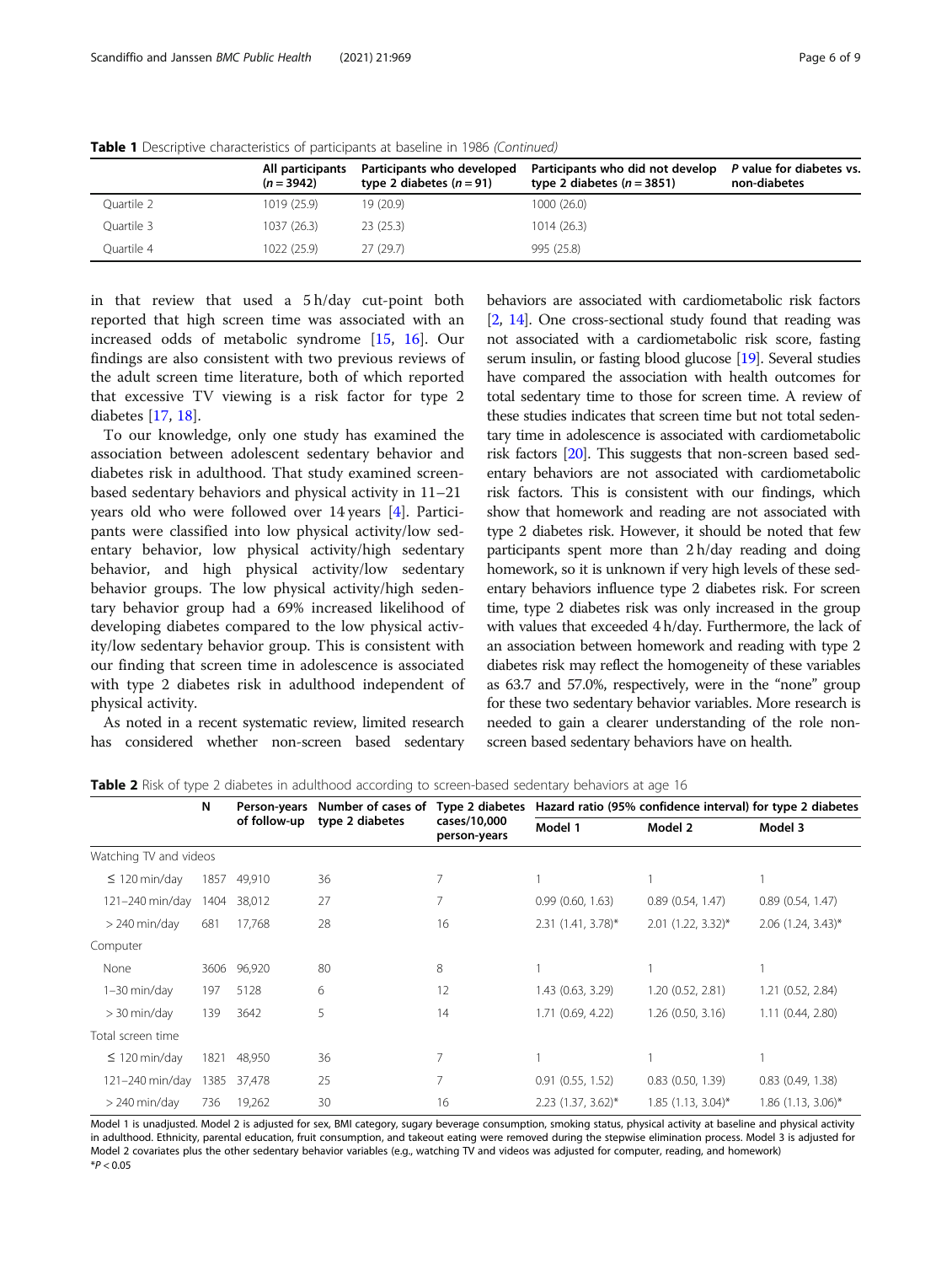**Table 1** Descriptive characteristics of participants at baseline in 1986 *(Continued)*

| | All participants ($n = 3942$) | Participants who developed type 2 diabetes ($n = 91$) | Participants who did not develop type 2 diabetes ($n = 3851$) | *P* value for diabetes vs. non-diabetes |
|---|---|---|---|---|
| Quartile 2 | 1019 (25.9) | 19 (20.9) | 1000 (26.0) | |
| Quartile 3 | 1037 (26.3) | 23 (25.3) | 1014 (26.3) | |
| Quartile 4 | 1022 (25.9) | 27 (29.7) | 995 (25.8) | |

in that review that used a 5 h/day cut-point both reported that high screen time was associated with an increased odds of metabolic syndrome [15, 16]. Our findings are also consistent with two previous reviews of the adult screen time literature, both of which reported that excessive TV viewing is a risk factor for type 2 diabetes [17, 18].

To our knowledge, only one study has examined the association between adolescent sedentary behavior and diabetes risk in adulthood. That study examined screen-based sedentary behaviors and physical activity in 11–21 years old who were followed over 14 years [4]. Participants were classified into low physical activity/low sedentary behavior, low physical activity/high sedentary behavior, and high physical activity/low sedentary behavior groups. The low physical activity/high sedentary behavior group had a 69% increased likelihood of developing diabetes compared to the low physical activity/low sedentary behavior group. This is consistent with our finding that screen time in adolescence is associated with type 2 diabetes risk in adulthood independent of physical activity.

As noted in a recent systematic review, limited research has considered whether non-screen based sedentary behaviors are associated with cardiometabolic risk factors [2, 14]. One cross-sectional study found that reading was not associated with a cardiometabolic risk score, fasting serum insulin, or fasting blood glucose [19]. Several studies have compared the association with health outcomes for total sedentary time to those for screen time. A review of these studies indicates that screen time but not total sedentary time in adolescence is associated with cardiometabolic risk factors [20]. This suggests that non-screen based sedentary behaviors are not associated with cardiometabolic risk factors. This is consistent with our findings, which show that homework and reading are not associated with type 2 diabetes risk. However, it should be noted that few participants spent more than 2 h/day reading and doing homework, so it is unknown if very high levels of these sedentary behaviors influence type 2 diabetes risk. For screen time, type 2 diabetes risk was only increased in the group with values that exceeded 4 h/day. Furthermore, the lack of an association between homework and reading with type 2 diabetes risk may reflect the homogeneity of these variables as 63.7 and 57.0%, respectively, were in the "none" group for these two sedentary behavior variables. More research is needed to gain a clearer understanding of the role non-screen based sedentary behaviors have on health.

**Table 2** Risk of type 2 diabetes in adulthood according to screen-based sedentary behaviors at age 16

| | N | Person-years of follow-up | Number of cases of type 2 diabetes | Type 2 diabetes cases/10,000 person-years | Hazard ratio (95% confidence interval) for type 2 diabetes | | |
|---|---|---|---|---|---|---|---|
| | | | | | Model 1 | Model 2 | Model 3 |
| Watching TV and videos | | | | | | | |
| ≤ 120 min/day | 1857 | 49,910 | 36 | 7 | 1 | 1 | 1 |
| 121–240 min/day | 1404 | 38,012 | 27 | 7 | 0.99 (0.60, 1.63) | 0.89 (0.54, 1.47) | 0.89 (0.54, 1.47) |
| > 240 min/day | 681 | 17,768 | 28 | 16 | 2.31 (1.41, 3.78)* | 2.01 (1.22, 3.32)* | 2.06 (1.24, 3.43)* |
| Computer | | | | | | | |
| None | 3606 | 96,920 | 80 | 8 | 1 | 1 | 1 |
| 1–30 min/day | 197 | 5128 | 6 | 12 | 1.43 (0.63, 3.29) | 1.20 (0.52, 2.81) | 1.21 (0.52, 2.84) |
| > 30 min/day | 139 | 3642 | 5 | 14 | 1.71 (0.69, 4.22) | 1.26 (0.50, 3.16) | 1.11 (0.44, 2.80) |
| Total screen time | | | | | | | |
| ≤ 120 min/day | 1821 | 48,950 | 36 | 7 | 1 | 1 | 1 |
| 121–240 min/day | 1385 | 37,478 | 25 | 7 | 0.91 (0.55, 1.52) | 0.83 (0.50, 1.39) | 0.83 (0.49, 1.38) |
| > 240 min/day | 736 | 19,262 | 30 | 16 | 2.23 (1.37, 3.62)* | 1.85 (1.13, 3.04)* | 1.86 (1.13, 3.06)* |

Model 1 is unadjusted. Model 2 is adjusted for sex, BMI category, sugary beverage consumption, smoking status, physical activity at baseline and physical activity in adulthood. Ethnicity, parental education, fruit consumption, and takeout eating were removed during the stepwise elimination process. Model 3 is adjusted for Model 2 covariates plus the other sedentary behavior variables (e.g., watching TV and videos was adjusted for computer, reading, and homework)
*$P < 0.05$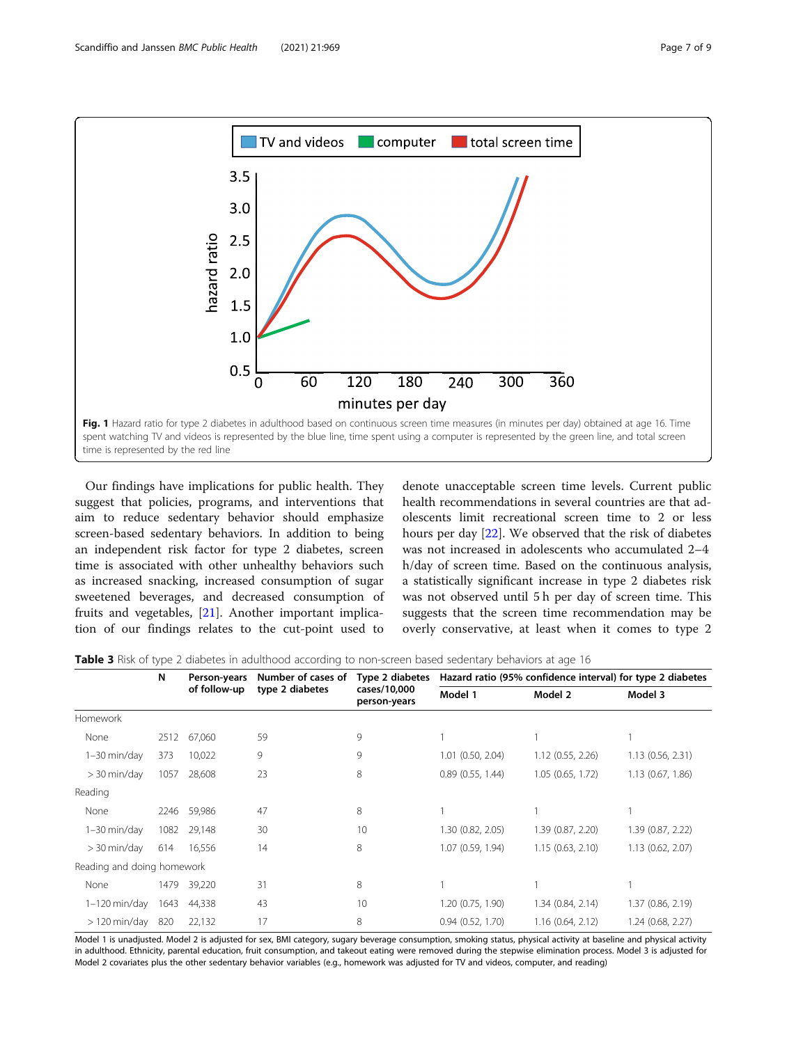**Fig. 1** Hazard ratio for type 2 diabetes in adulthood based on continuous screen time measures (in minutes per day) obtained at age 16. Time spent watching TV and videos is represented by the blue line, time spent using a computer is represented by the green line, and total screen time is represented by the red line

Our findings have implications for public health. They suggest that policies, programs, and interventions that aim to reduce sedentary behavior should emphasize screen-based sedentary behaviors. In addition to being an independent risk factor for type 2 diabetes, screen time is associated with other unhealthy behaviors such as increased snacking, increased consumption of sugar sweetened beverages, and decreased consumption of fruits and vegetables, [21]. Another important implication of our findings relates to the cut-point used to denote unacceptable screen time levels. Current public health recommendations in several countries are that adolescents limit recreational screen time to 2 or less hours per day [22]. We observed that the risk of diabetes was not increased in adolescents who accumulated 2–4 h/day of screen time. Based on the continuous analysis, a statistically significant increase in type 2 diabetes risk was not observed until 5 h per day of screen time. This suggests that the screen time recommendation may be overly conservative, at least when it comes to type 2

**Table 3** Risk of type 2 diabetes in adulthood according to non-screen based sedentary behaviors at age 16

| | N | Person-years of follow-up | Number of cases of type 2 diabetes | Type 2 diabetes cases/10,000 person-years | Hazard ratio (95% confidence interval) for type 2 diabetes | | |
|---|---|---|---|---|---|---|---|
| | | | | | Model 1 | Model 2 | Model 3 |
| Homework | | | | | | | |
| None | 2512 | 67,060 | 59 | 9 | 1 | 1 | 1 |
| 1–30 min/day | 373 | 10,022 | 9 | 9 | 1.01 (0.50, 2.04) | 1.12 (0.55, 2.26) | 1.13 (0.56, 2.31) |
| > 30 min/day | 1057 | 28,608 | 23 | 8 | 0.89 (0.55, 1.44) | 1.05 (0.65, 1.72) | 1.13 (0.67, 1.86) |
| Reading | | | | | | | |
| None | 2246 | 59,986 | 47 | 8 | 1 | 1 | 1 |
| 1–30 min/day | 1082 | 29,148 | 30 | 10 | 1.30 (0.82, 2.05) | 1.39 (0.87, 2.20) | 1.39 (0.87, 2.22) |
| > 30 min/day | 614 | 16,556 | 14 | 8 | 1.07 (0.59, 1.94) | 1.15 (0.63, 2.10) | 1.13 (0.62, 2.07) |
| Reading and doing homework | | | | | | | |
| None | 1479 | 39,220 | 31 | 8 | 1 | 1 | 1 |
| 1–120 min/day | 1643 | 44,338 | 43 | 10 | 1.20 (0.75, 1.90) | 1.34 (0.84, 2.14) | 1.37 (0.86, 2.19) |
| > 120 min/day | 820 | 22,132 | 17 | 8 | 0.94 (0.52, 1.70) | 1.16 (0.64, 2.12) | 1.24 (0.68, 2.27) |

Model 1 is unadjusted. Model 2 is adjusted for sex, BMI category, sugary beverage consumption, smoking status, physical activity at baseline and physical activity in adulthood. Ethnicity, parental education, fruit consumption, and takeout eating were removed during the stepwise elimination process. Model 3 is adjusted for Model 2 covariates plus the other sedentary behavior variables (e.g., homework was adjusted for TV and videos, computer, and reading)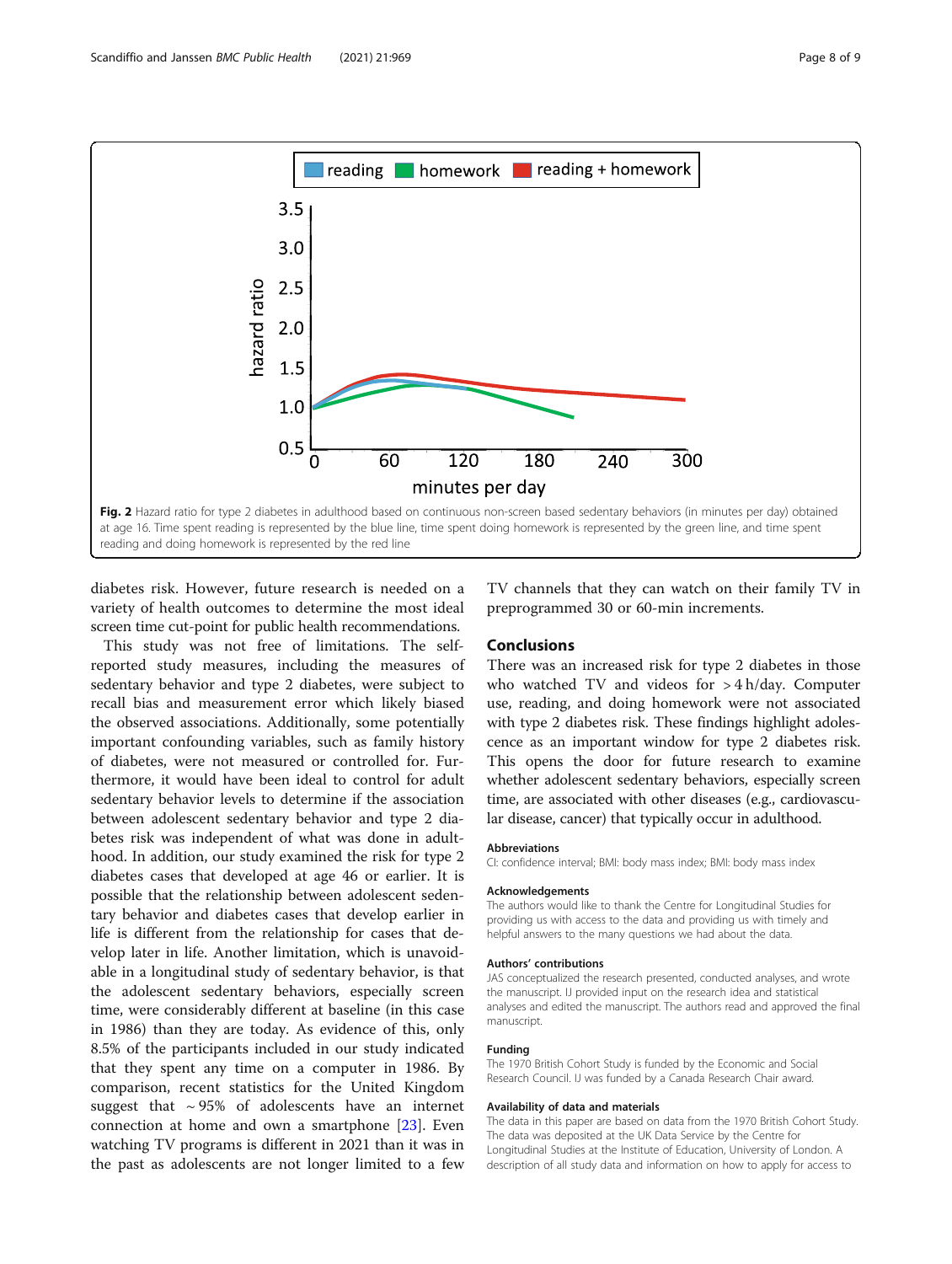Fig. 2 Hazard ratio for type 2 diabetes in adulthood based on continuous non-screen based sedentary behaviors (in minutes per day) obtained at age 16. Time spent reading is represented by the blue line, time spent doing homework is represented by the green line, and time spent reading and doing homework is represented by the red line

diabetes risk. However, future research is needed on a variety of health outcomes to determine the most ideal screen time cut-point for public health recommendations.

This study was not free of limitations. The self-reported study measures, including the measures of sedentary behavior and type 2 diabetes, were subject to recall bias and measurement error which likely biased the observed associations. Additionally, some potentially important confounding variables, such as family history of diabetes, were not measured or controlled for. Furthermore, it would have been ideal to control for adult sedentary behavior levels to determine if the association between adolescent sedentary behavior and type 2 diabetes risk was independent of what was done in adulthood. In addition, our study examined the risk for type 2 diabetes cases that developed at age 46 or earlier. It is possible that the relationship between adolescent sedentary behavior and diabetes cases that develop earlier in life is different from the relationship for cases that develop later in life. Another limitation, which is unavoidable in a longitudinal study of sedentary behavior, is that the adolescent sedentary behaviors, especially screen time, were considerably different at baseline (in this case in 1986) than they are today. As evidence of this, only 8.5% of the participants included in our study indicated that they spent any time on a computer in 1986. By comparison, recent statistics for the United Kingdom suggest that ~ 95% of adolescents have an internet connection at home and own a smartphone [23]. Even watching TV programs is different in 2021 than it was in the past as adolescents are not longer limited to a few TV channels that they can watch on their family TV in preprogrammed 30 or 60-min increments.

## Conclusions

There was an increased risk for type 2 diabetes in those who watched TV and videos for > 4 h/day. Computer use, reading, and doing homework were not associated with type 2 diabetes risk. These findings highlight adolescence as an important window for type 2 diabetes risk. This opens the door for future research to examine whether adolescent sedentary behaviors, especially screen time, are associated with other diseases (e.g., cardiovascular disease, cancer) that typically occur in adulthood.

### Abbreviations

CI: confidence interval; BMI: body mass index; BMI: body mass index

### Acknowledgements

The authors would like to thank the Centre for Longitudinal Studies for providing us with access to the data and providing us with timely and helpful answers to the many questions we had about the data.

### Authors' contributions

JAS conceptualized the research presented, conducted analyses, and wrote the manuscript. IJ provided input on the research idea and statistical analyses and edited the manuscript. The authors read and approved the final manuscript.

### Funding

The 1970 British Cohort Study is funded by the Economic and Social Research Council. IJ was funded by a Canada Research Chair award.

### Availability of data and materials

The data in this paper are based on data from the 1970 British Cohort Study. The data was deposited at the UK Data Service by the Centre for Longitudinal Studies at the Institute of Education, University of London. A description of all study data and information on how to apply for access to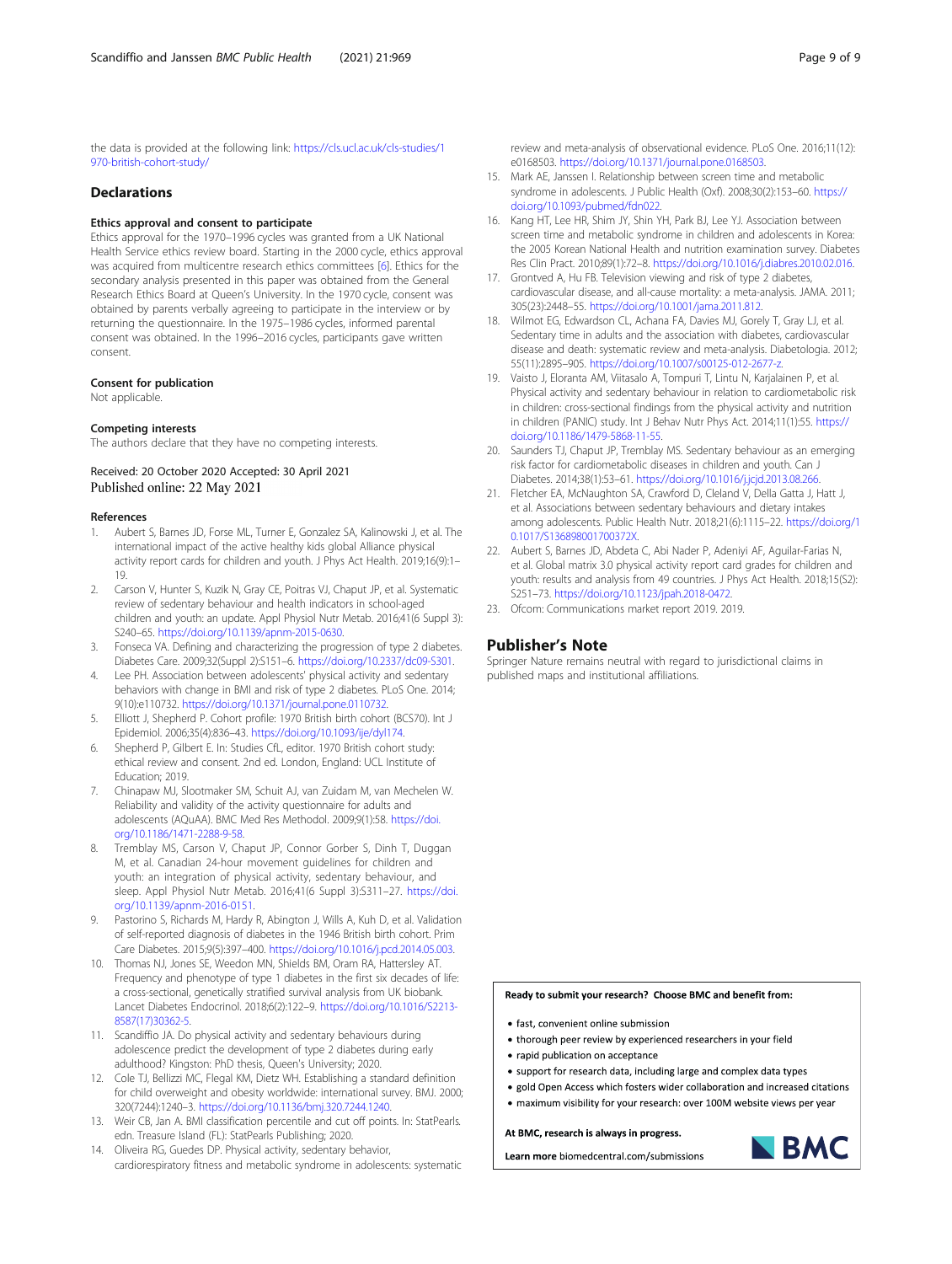the data is provided at the following link: https://cls.ucl.ac.uk/cls-studies/1970-british-cohort-study/

## Declarations

### Ethics approval and consent to participate

Ethics approval for the 1970–1996 cycles was granted from a UK National Health Service ethics review board. Starting in the 2000 cycle, ethics approval was acquired from multicentre research ethics committees [6]. Ethics for the secondary analysis presented in this paper was obtained from the General Research Ethics Board at Queen's University. In the 1970 cycle, consent was obtained by parents verbally agreeing to participate in the interview or by returning the questionnaire. In the 1975–1986 cycles, informed parental consent was obtained. In the 1996–2016 cycles, participants gave written consent.

### Consent for publication

Not applicable.

### Competing interests

The authors declare that they have no competing interests.

Received: 20 October 2020 Accepted: 30 April 2021
Published online: 22 May 2021

### References

1. Aubert S, Barnes JD, Forse ML, Turner E, Gonzalez SA, Kalinowski J, et al. The international impact of the active healthy kids global Alliance physical activity report cards for children and youth. J Phys Act Health. 2019;16(9):1–19.
2. Carson V, Hunter S, Kuzik N, Gray CE, Poitras VJ, Chaput JP, et al. Systematic review of sedentary behaviour and health indicators in school-aged children and youth: an update. Appl Physiol Nutr Metab. 2016;41(6 Suppl 3):S240–65. https://doi.org/10.1139/apnm-2015-0630.
3. Fonseca VA. Defining and characterizing the progression of type 2 diabetes. Diabetes Care. 2009;32(Suppl 2):S151–6. https://doi.org/10.2337/dc09-S301.
4. Lee PH. Association between adolescents' physical activity and sedentary behaviors with change in BMI and risk of type 2 diabetes. PLoS One. 2014;9(10):e110732. https://doi.org/10.1371/journal.pone.0110732.
5. Elliott J, Shepherd P. Cohort profile: 1970 British birth cohort (BCS70). Int J Epidemiol. 2006;35(4):836–43. https://doi.org/10.1093/ije/dyl174.
6. Shepherd P, Gilbert E. In: Studies CfL, editor. 1970 British cohort study: ethical review and consent. 2nd ed. London, England: UCL Institute of Education; 2019.
7. Chinapaw MJ, Slootmaker SM, Schuit AJ, van Zuidam M, van Mechelen W. Reliability and validity of the activity questionnaire for adults and adolescents (AQuAA). BMC Med Res Methodol. 2009;9(1):58. https://doi.org/10.1186/1471-2288-9-58.
8. Tremblay MS, Carson V, Chaput JP, Connor Gorber S, Dinh T, Duggan M, et al. Canadian 24-hour movement guidelines for children and youth: an integration of physical activity, sedentary behaviour, and sleep. Appl Physiol Nutr Metab. 2016;41(6 Suppl 3):S311–27. https://doi.org/10.1139/apnm-2016-0151.
9. Pastorino S, Richards M, Hardy R, Abington J, Wills A, Kuh D, et al. Validation of self-reported diagnosis of diabetes in the 1946 British birth cohort. Prim Care Diabetes. 2015;9(5):397–400. https://doi.org/10.1016/j.pcd.2014.05.003.
10. Thomas NJ, Jones SE, Weedon MN, Shields BM, Oram RA, Hattersley AT. Frequency and phenotype of type 1 diabetes in the first six decades of life: a cross-sectional, genetically stratified survival analysis from UK biobank. Lancet Diabetes Endocrinol. 2018;6(2):122–9. https://doi.org/10.1016/S2213-8587(17)30362-5.
11. Scandiffio JA. Do physical activity and sedentary behaviours during adolescence predict the development of type 2 diabetes during early adulthood? Kingston: PhD thesis, Queen's University; 2020.
12. Cole TJ, Bellizzi MC, Flegal KM, Dietz WH. Establishing a standard definition for child overweight and obesity worldwide: international survey. BMJ. 2000;320(7244):1240–3. https://doi.org/10.1136/bmj.320.7244.1240.
13. Weir CB, Jan A. BMI classification percentile and cut off points. In: StatPearls. edn. Treasure Island (FL): StatPearls Publishing; 2020.
14. Oliveira RG, Guedes DP. Physical activity, sedentary behavior, cardiorespiratory fitness and metabolic syndrome in adolescents: systematic review and meta-analysis of observational evidence. PLoS One. 2016;11(12):e0168503. https://doi.org/10.1371/journal.pone.0168503.
15. Mark AE, Janssen I. Relationship between screen time and metabolic syndrome in adolescents. J Public Health (Oxf). 2008;30(2):153–60. https://doi.org/10.1093/pubmed/fdn022.
16. Kang HT, Lee HR, Shim JY, Shin YH, Park BJ, Lee YJ. Association between screen time and metabolic syndrome in children and adolescents in Korea: the 2005 Korean National Health and nutrition examination survey. Diabetes Res Clin Pract. 2010;89(1):72–8. https://doi.org/10.1016/j.diabres.2010.02.016.
17. Grontved A, Hu FB. Television viewing and risk of type 2 diabetes, cardiovascular disease, and all-cause mortality: a meta-analysis. JAMA. 2011;305(23):2448–55. https://doi.org/10.1001/jama.2011.812.
18. Wilmot EG, Edwardson CL, Achana FA, Davies MJ, Gorely T, Gray LJ, et al. Sedentary time in adults and the association with diabetes, cardiovascular disease and death: systematic review and meta-analysis. Diabetologia. 2012;55(11):2895–905. https://doi.org/10.1007/s00125-012-2677-z.
19. Vaisto J, Eloranta AM, Viitasalo A, Tompuri T, Lintu N, Karjalainen P, et al. Physical activity and sedentary behaviour in relation to cardiometabolic risk in children: cross-sectional findings from the physical activity and nutrition in children (PANIC) study. Int J Behav Nutr Phys Act. 2014;11(1):55. https://doi.org/10.1186/1479-5868-11-55.
20. Saunders TJ, Chaput JP, Tremblay MS. Sedentary behaviour as an emerging risk factor for cardiometabolic diseases in children and youth. Can J Diabetes. 2014;38(1):53–61. https://doi.org/10.1016/j.jcjd.2013.08.266.
21. Fletcher EA, McNaughton SA, Crawford D, Cleland V, Della Gatta J, Hatt J, et al. Associations between sedentary behaviours and dietary intakes among adolescents. Public Health Nutr. 2018;21(6):1115–22. https://doi.org/10.1017/S136898001700372X.
22. Aubert S, Barnes JD, Abdeta C, Abi Nader P, Adeniyi AF, Aguilar-Farias N, et al. Global matrix 3.0 physical activity report card grades for children and youth: results and analysis from 49 countries. J Phys Act Health. 2018;15(S2):S251–73. https://doi.org/10.1123/jpah.2018-0472.
23. Ofcom: Communications market report 2019. 2019.

## Publisher's Note

Springer Nature remains neutral with regard to jurisdictional claims in published maps and institutional affiliations.

**Ready to submit your research? Choose BMC and benefit from:**

- fast, convenient online submission
- thorough peer review by experienced researchers in your field
- rapid publication on acceptance
- support for research data, including large and complex data types
- gold Open Access which fosters wider collaboration and increased citations
- maximum visibility for your research: over 100M website views per year

**At BMC, research is always in progress.**

**Learn more** biomedcentral.com/submissions

BMC